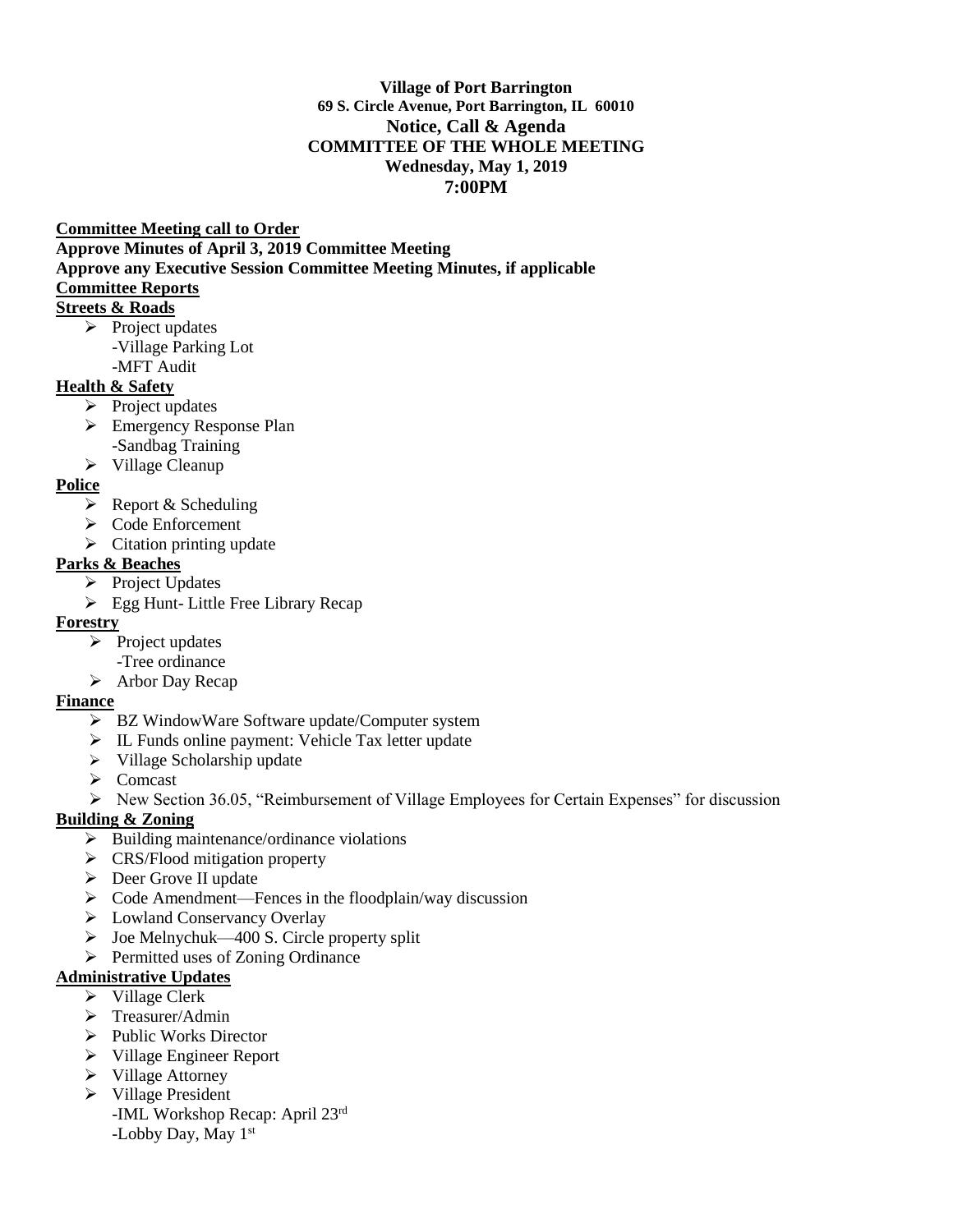**Village of Port Barrington**
**69 S. Circle Avenue, Port Barrington, IL 60010**
**Notice, Call & Agenda**
**COMMITTEE OF THE WHOLE MEETING**
**Wednesday, May 1, 2019**
**7:00PM**

**Committee Meeting call to Order**

**Approve Minutes of April 3, 2019 Committee Meeting**

**Approve any Executive Session Committee Meeting Minutes, if applicable**

**Committee Reports**

**Streets & Roads**

- Project updates
  - -Village Parking Lot
  - -MFT Audit

**Health & Safety**

- Project updates
- Emergency Response Plan
  - -Sandbag Training
- Village Cleanup

**Police**

- Report & Scheduling
- Code Enforcement
- Citation printing update

**Parks & Beaches**

- Project Updates
- Egg Hunt- Little Free Library Recap

**Forestry**

- Project updates
  - -Tree ordinance
- Arbor Day Recap

**Finance**

- BZ WindowWare Software update/Computer system
- IL Funds online payment: Vehicle Tax letter update
- Village Scholarship update
- Comcast
- New Section 36.05, "Reimbursement of Village Employees for Certain Expenses" for discussion

**Building & Zoning**

- Building maintenance/ordinance violations
- CRS/Flood mitigation property
- Deer Grove II update
- Code Amendment—Fences in the floodplain/way discussion
- Lowland Conservancy Overlay
- Joe Melnychuk—400 S. Circle property split
- Permitted uses of Zoning Ordinance

**Administrative Updates**

- Village Clerk
- Treasurer/Admin
- Public Works Director
- Village Engineer Report
- Village Attorney
- Village President
  - -IML Workshop Recap: April 23rd
  - -Lobby Day, May 1st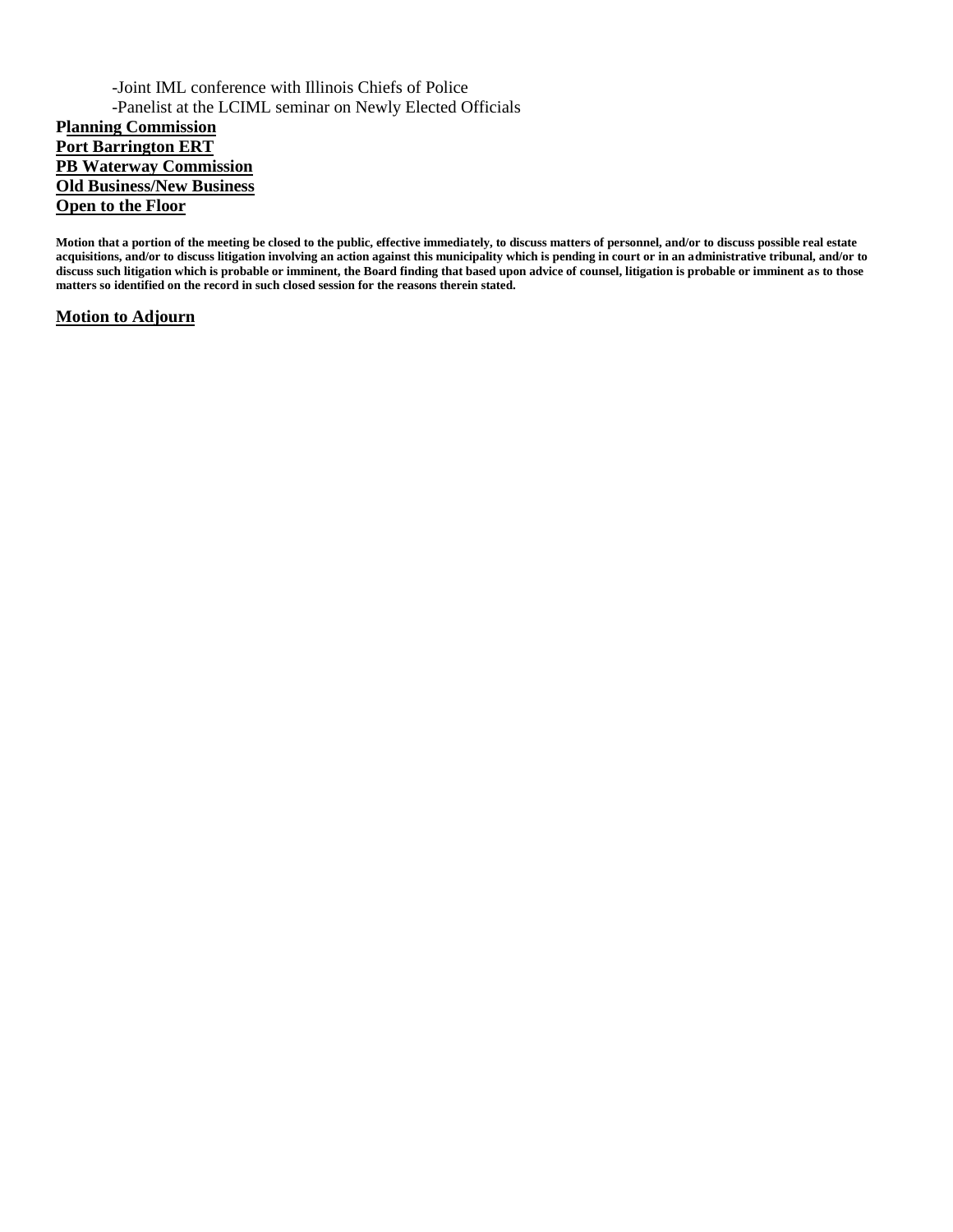-Joint IML conference with Illinois Chiefs of Police

-Panelist at the LCIML seminar on Newly Elected Officials

**Planning Commission**

**Port Barrington ERT**

**PB Waterway Commission**

**Old Business/New Business**

**Open to the Floor**

**Motion that a portion of the meeting be closed to the public, effective immediately, to discuss matters of personnel, and/or to discuss possible real estate acquisitions, and/or to discuss litigation involving an action against this municipality which is pending in court or in an administrative tribunal, and/or to discuss such litigation which is probable or imminent, the Board finding that based upon advice of counsel, litigation is probable or imminent as to those matters so identified on the record in such closed session for the reasons therein stated.**

**Motion to Adjourn**